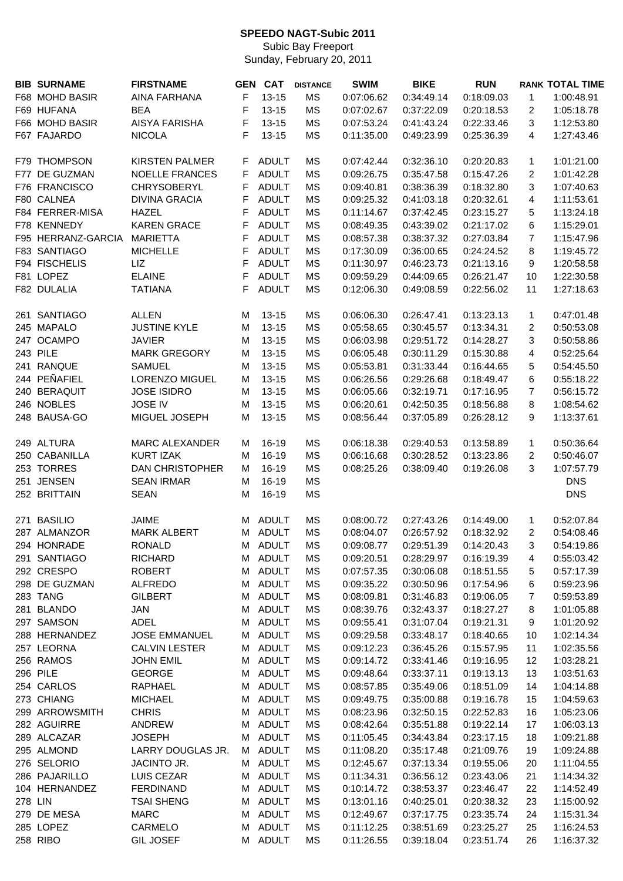# SPEEDO NAGT-Subic 2011

Subic Bay Freeport

Sunday, February 20, 2011

| BIB | SURNAME | FIRSTNAME | GEN | CAT | DISTANCE | SWIM | BIKE | RUN | RANK | TOTAL TIME |
|---|---|---|---|---|---|---|---|---|---|---|
| F68 | MOHD BASIR | AINA FARHANA | F | 13-15 | MS | 0:07:06.62 | 0:34:49.14 | 0:18:09.03 | 1 | 1:00:48.91 |
| F69 | HUFANA | BEA | F | 13-15 | MS | 0:07:02.67 | 0:37:22.09 | 0:20:18.53 | 2 | 1:05:18.78 |
| F66 | MOHD BASIR | AISYA FARISHA | F | 13-15 | MS | 0:07:53.24 | 0:41:43.24 | 0:22:33.46 | 3 | 1:12:53.80 |
| F67 | FAJARDO | NICOLA | F | 13-15 | MS | 0:11:35.00 | 0:49:23.99 | 0:25:36.39 | 4 | 1:27:43.46 |
| | | | | | | | | | | |
| F79 | THOMPSON | KIRSTEN PALMER | F | ADULT | MS | 0:07:42.44 | 0:32:36.10 | 0:20:20.83 | 1 | 1:01:21.00 |
| F77 | DE GUZMAN | NOELLE FRANCES | F | ADULT | MS | 0:09:26.75 | 0:35:47.58 | 0:15:47.26 | 2 | 1:01:42.28 |
| F76 | FRANCISCO | CHRYSOBERYL | F | ADULT | MS | 0:09:40.81 | 0:38:36.39 | 0:18:32.80 | 3 | 1:07:40.63 |
| F80 | CALNEA | DIVINA GRACIA | F | ADULT | MS | 0:09:25.32 | 0:41:03.18 | 0:20:32.61 | 4 | 1:11:53.61 |
| F84 | FERRER-MISA | HAZEL | F | ADULT | MS | 0:11:14.67 | 0:37:42.45 | 0:23:15.27 | 5 | 1:13:24.18 |
| F78 | KENNEDY | KAREN GRACE | F | ADULT | MS | 0:08:49.35 | 0:43:39.02 | 0:21:17.02 | 6 | 1:15:29.01 |
| F95 | HERRANZ-GARCIA | MARIETTA | F | ADULT | MS | 0:08:57.38 | 0:38:37.32 | 0:27:03.84 | 7 | 1:15:47.96 |
| F83 | SANTIAGO | MICHELLE | F | ADULT | MS | 0:17:30.09 | 0:36:00.65 | 0:24:24.52 | 8 | 1:19:45.72 |
| F94 | FISCHELIS | LIZ | F | ADULT | MS | 0:11:30.97 | 0:46:23.73 | 0:21:13.16 | 9 | 1:20:58.58 |
| F81 | LOPEZ | ELAINE | F | ADULT | MS | 0:09:59.29 | 0:44:09.65 | 0:26:21.47 | 10 | 1:22:30.58 |
| F82 | DULALIA | TATIANA | F | ADULT | MS | 0:12:06.30 | 0:49:08.59 | 0:22:56.02 | 11 | 1:27:18.63 |
| | | | | | | | | | | |
| 261 | SANTIAGO | ALLEN | M | 13-15 | MS | 0:06:06.30 | 0:26:47.41 | 0:13:23.13 | 1 | 0:47:01.48 |
| 245 | MAPALO | JUSTINE KYLE | M | 13-15 | MS | 0:05:58.65 | 0:30:45.57 | 0:13:34.31 | 2 | 0:50:53.08 |
| 247 | OCAMPO | JAVIER | M | 13-15 | MS | 0:06:03.98 | 0:29:51.72 | 0:14:28.27 | 3 | 0:50:58.86 |
| 243 | PILE | MARK GREGORY | M | 13-15 | MS | 0:06:05.48 | 0:30:11.29 | 0:15:30.88 | 4 | 0:52:25.64 |
| 241 | RANQUE | SAMUEL | M | 13-15 | MS | 0:05:53.81 | 0:31:33.44 | 0:16:44.65 | 5 | 0:54:45.50 |
| 244 | PEÑAFIEL | LORENZO MIGUEL | M | 13-15 | MS | 0:06:26.56 | 0:29:26.68 | 0:18:49.47 | 6 | 0:55:18.22 |
| 240 | BERAQUIT | JOSE ISIDRO | M | 13-15 | MS | 0:06:05.66 | 0:32:19.71 | 0:17:16.95 | 7 | 0:56:15.72 |
| 246 | NOBLES | JOSE IV | M | 13-15 | MS | 0:06:20.61 | 0:42:50.35 | 0:18:56.88 | 8 | 1:08:54.62 |
| 248 | BAUSA-GO | MIGUEL JOSEPH | M | 13-15 | MS | 0:08:56.44 | 0:37:05.89 | 0:26:28.12 | 9 | 1:13:37.61 |
| | | | | | | | | | | |
| 249 | ALTURA | MARC ALEXANDER | M | 16-19 | MS | 0:06:18.38 | 0:29:40.53 | 0:13:58.89 | 1 | 0:50:36.64 |
| 250 | CABANILLA | KURT IZAK | M | 16-19 | MS | 0:06:16.68 | 0:30:28.52 | 0:13:23.86 | 2 | 0:50:46.07 |
| 253 | TORRES | DAN CHRISTOPHER | M | 16-19 | MS | 0:08:25.26 | 0:38:09.40 | 0:19:26.08 | 3 | 1:07:57.79 |
| 251 | JENSEN | SEAN IRMAR | M | 16-19 | MS | | | | | DNS |
| 252 | BRITTAIN | SEAN | M | 16-19 | MS | | | | | DNS |
| | | | | | | | | | | |
| 271 | BASILIO | JAIME | M | ADULT | MS | 0:08:00.72 | 0:27:43.26 | 0:14:49.00 | 1 | 0:52:07.84 |
| 287 | ALMANZOR | MARK ALBERT | M | ADULT | MS | 0:08:04.07 | 0:26:57.92 | 0:18:32.92 | 2 | 0:54:08.46 |
| 294 | HONRADE | RONALD | M | ADULT | MS | 0:09:08.77 | 0:29:51.39 | 0:14:20.43 | 3 | 0:54:19.86 |
| 291 | SANTIAGO | RICHARD | M | ADULT | MS | 0:09:20.51 | 0:28:29.97 | 0:16:19.39 | 4 | 0:55:03.42 |
| 292 | CRESPO | ROBERT | M | ADULT | MS | 0:07:57.35 | 0:30:06.08 | 0:18:51.55 | 5 | 0:57:17.39 |
| 298 | DE GUZMAN | ALFREDO | M | ADULT | MS | 0:09:35.22 | 0:30:50.96 | 0:17:54.96 | 6 | 0:59:23.96 |
| 283 | TANG | GILBERT | M | ADULT | MS | 0:08:09.81 | 0:31:46.83 | 0:19:06.05 | 7 | 0:59:53.89 |
| 281 | BLANDO | JAN | M | ADULT | MS | 0:08:39.76 | 0:32:43.37 | 0:18:27.27 | 8 | 1:01:05.88 |
| 297 | SAMSON | ADEL | M | ADULT | MS | 0:09:55.41 | 0:31:07.04 | 0:19:21.31 | 9 | 1:01:20.92 |
| 288 | HERNANDEZ | JOSE EMMANUEL | M | ADULT | MS | 0:09:29.58 | 0:33:48.17 | 0:18:40.65 | 10 | 1:02:14.34 |
| 257 | LEORNA | CALVIN LESTER | M | ADULT | MS | 0:09:12.23 | 0:36:45.26 | 0:15:57.95 | 11 | 1:02:35.56 |
| 256 | RAMOS | JOHN EMIL | M | ADULT | MS | 0:09:14.72 | 0:33:41.46 | 0:19:16.95 | 12 | 1:03:28.21 |
| 296 | PILE | GEORGE | M | ADULT | MS | 0:09:48.64 | 0:33:37.11 | 0:19:13.13 | 13 | 1:03:51.63 |
| 254 | CARLOS | RAPHAEL | M | ADULT | MS | 0:08:57.85 | 0:35:49.06 | 0:18:51.09 | 14 | 1:04:14.88 |
| 273 | CHIANG | MICHAEL | M | ADULT | MS | 0:09:49.75 | 0:35:00.88 | 0:19:16.78 | 15 | 1:04:59.63 |
| 299 | ARROWSMITH | CHRIS | M | ADULT | MS | 0:08:23.96 | 0:32:50.15 | 0:22:52.83 | 16 | 1:05:23.06 |
| 282 | AGUIRRE | ANDREW | M | ADULT | MS | 0:08:42.64 | 0:35:51.88 | 0:19:22.14 | 17 | 1:06:03.13 |
| 289 | ALCAZAR | JOSEPH | M | ADULT | MS | 0:11:05.45 | 0:34:43.84 | 0:23:17.15 | 18 | 1:09:21.88 |
| 295 | ALMOND | LARRY DOUGLAS JR. | M | ADULT | MS | 0:11:08.20 | 0:35:17.48 | 0:21:09.76 | 19 | 1:09:24.88 |
| 276 | SELORIO | JACINTO JR. | M | ADULT | MS | 0:12:45.67 | 0:37:13.34 | 0:19:55.06 | 20 | 1:11:04.55 |
| 286 | PAJARILLO | LUIS CEZAR | M | ADULT | MS | 0:11:34.31 | 0:36:56.12 | 0:23:43.06 | 21 | 1:14:34.32 |
| 104 | HERNANDEZ | FERDINAND | M | ADULT | MS | 0:10:14.72 | 0:38:53.37 | 0:23:46.47 | 22 | 1:14:52.49 |
| 278 | LIN | TSAI SHENG | M | ADULT | MS | 0:13:01.16 | 0:40:25.01 | 0:20:38.32 | 23 | 1:15:00.92 |
| 279 | DE MESA | MARC | M | ADULT | MS | 0:12:49.67 | 0:37:17.75 | 0:23:35.74 | 24 | 1:15:31.34 |
| 285 | LOPEZ | CARMELO | M | ADULT | MS | 0:11:12.25 | 0:38:51.69 | 0:23:25.27 | 25 | 1:16:24.53 |
| 258 | RIBO | GIL JOSEF | M | ADULT | MS | 0:11:26.55 | 0:39:18.04 | 0:23:51.74 | 26 | 1:16:37.32 |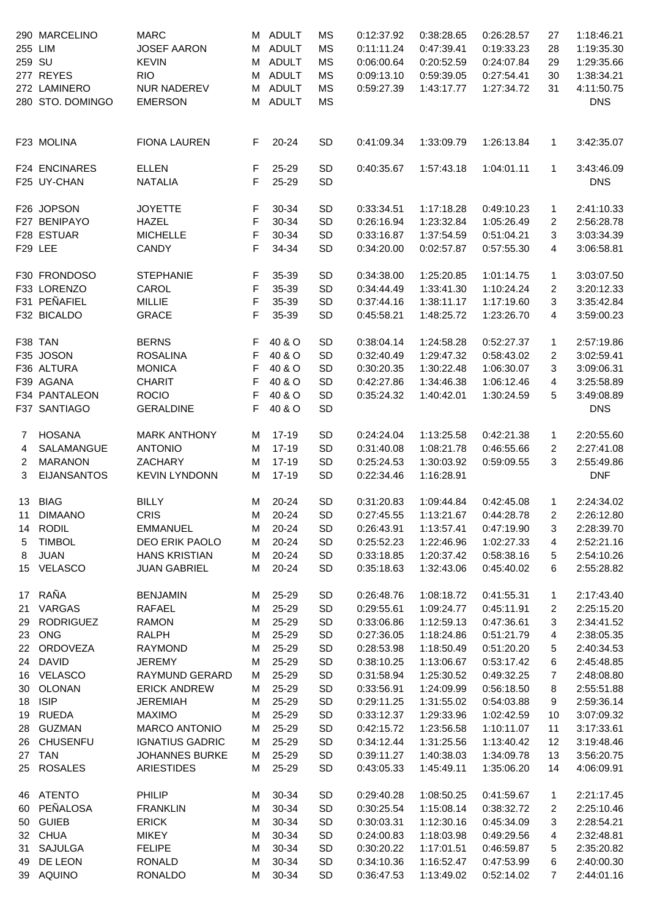| | | | | | | | | | | |
|---|---|---|---|---|---|---|---|---|---|---|
| 290 | MARCELINO | MARC | M | ADULT | MS | 0:12:37.92 | 0:38:28.65 | 0:26:28.57 | 27 | 1:18:46.21 |
| 255 | LIM | JOSEF AARON | M | ADULT | MS | 0:11:11.24 | 0:47:39.41 | 0:19:33.23 | 28 | 1:19:35.30 |
| 259 | SU | KEVIN | M | ADULT | MS | 0:06:00.64 | 0:20:52.59 | 0:24:07.84 | 29 | 1:29:35.66 |
| 277 | REYES | RIO | M | ADULT | MS | 0:09:13.10 | 0:59:39.05 | 0:27:54.41 | 30 | 1:38:34.21 |
| 272 | LAMINERO | NUR NADEREV | M | ADULT | MS | 0:59:27.39 | 1:43:17.77 | 1:27:34.72 | 31 | 4:11:50.75 |
| 280 | STO. DOMINGO | EMERSON | M | ADULT | MS | | | | | DNS |
| | | | | | | | | | | |
| F23 | MOLINA | FIONA LAUREN | F | 20-24 | SD | 0:41:09.34 | 1:33:09.79 | 1:26:13.84 | 1 | 3:42:35.07 |
| | | | | | | | | | | |
| F24 | ENCINARES | ELLEN | F | 25-29 | SD | 0:40:35.67 | 1:57:43.18 | 1:04:01.11 | 1 | 3:43:46.09 |
| F25 | UY-CHAN | NATALIA | F | 25-29 | SD | | | | | DNS |
| | | | | | | | | | | |
| F26 | JOPSON | JOYETTE | F | 30-34 | SD | 0:33:34.51 | 1:17:18.28 | 0:49:10.23 | 1 | 2:41:10.33 |
| F27 | BENIPAYO | HAZEL | F | 30-34 | SD | 0:26:16.94 | 1:23:32.84 | 1:05:26.49 | 2 | 2:56:28.78 |
| F28 | ESTUAR | MICHELLE | F | 30-34 | SD | 0:33:16.87 | 1:37:54.59 | 0:51:04.21 | 3 | 3:03:34.39 |
| F29 | LEE | CANDY | F | 34-34 | SD | 0:34:20.00 | 0:02:57.87 | 0:57:55.30 | 4 | 3:06:58.81 |
| | | | | | | | | | | |
| F30 | FRONDOSO | STEPHANIE | F | 35-39 | SD | 0:34:38.00 | 1:25:20.85 | 1:01:14.75 | 1 | 3:03:07.50 |
| F33 | LORENZO | CAROL | F | 35-39 | SD | 0:34:44.49 | 1:33:41.30 | 1:10:24.24 | 2 | 3:20:12.33 |
| F31 | PEÑAFIEL | MILLIE | F | 35-39 | SD | 0:37:44.16 | 1:38:11.17 | 1:17:19.60 | 3 | 3:35:42.84 |
| F32 | BICALDO | GRACE | F | 35-39 | SD | 0:45:58.21 | 1:48:25.72 | 1:23:26.70 | 4 | 3:59:00.23 |
| | | | | | | | | | | |
| F38 | TAN | BERNS | F | 40 & O | SD | 0:38:04.14 | 1:24:58.28 | 0:52:27.37 | 1 | 2:57:19.86 |
| F35 | JOSON | ROSALINA | F | 40 & O | SD | 0:32:40.49 | 1:29:47.32 | 0:58:43.02 | 2 | 3:02:59.41 |
| F36 | ALTURA | MONICA | F | 40 & O | SD | 0:30:20.35 | 1:30:22.48 | 1:06:30.07 | 3 | 3:09:06.31 |
| F39 | AGANA | CHARIT | F | 40 & O | SD | 0:42:27.86 | 1:34:46.38 | 1:06:12.46 | 4 | 3:25:58.89 |
| F34 | PANTALEON | ROCIO | F | 40 & O | SD | 0:35:24.32 | 1:40:42.01 | 1:30:24.59 | 5 | 3:49:08.89 |
| F37 | SANTIAGO | GERALDINE | F | 40 & O | SD | | | | | DNS |
| | | | | | | | | | | |
| 7 | HOSANA | MARK ANTHONY | M | 17-19 | SD | 0:24:24.04 | 1:13:25.58 | 0:42:21.38 | 1 | 2:20:55.60 |
| 4 | SALAMANGUE | ANTONIO | M | 17-19 | SD | 0:31:40.08 | 1:08:21.78 | 0:46:55.66 | 2 | 2:27:41.08 |
| 2 | MARANON | ZACHARY | M | 17-19 | SD | 0:25:24.53 | 1:30:03.92 | 0:59:09.55 | 3 | 2:55:49.86 |
| 3 | EIJANSANTOS | KEVIN LYNDONN | M | 17-19 | SD | 0:22:34.46 | 1:16:28.91 | | | DNF |
| | | | | | | | | | | |
| 13 | BIAG | BILLY | M | 20-24 | SD | 0:31:20.83 | 1:09:44.84 | 0:42:45.08 | 1 | 2:24:34.02 |
| 11 | DIMAANO | CRIS | M | 20-24 | SD | 0:27:45.55 | 1:13:21.67 | 0:44:28.78 | 2 | 2:26:12.80 |
| 14 | RODIL | EMMANUEL | M | 20-24 | SD | 0:26:43.91 | 1:13:57.41 | 0:47:19.90 | 3 | 2:28:39.70 |
| 5 | TIMBOL | DEO ERIK PAOLO | M | 20-24 | SD | 0:25:52.23 | 1:22:46.96 | 1:02:27.33 | 4 | 2:52:21.16 |
| 8 | JUAN | HANS KRISTIAN | M | 20-24 | SD | 0:33:18.85 | 1:20:37.42 | 0:58:38.16 | 5 | 2:54:10.26 |
| 15 | VELASCO | JUAN GABRIEL | M | 20-24 | SD | 0:35:18.63 | 1:32:43.06 | 0:45:40.02 | 6 | 2:55:28.82 |
| | | | | | | | | | | |
| 17 | RAÑA | BENJAMIN | M | 25-29 | SD | 0:26:48.76 | 1:08:18.72 | 0:41:55.31 | 1 | 2:17:43.40 |
| 21 | VARGAS | RAFAEL | M | 25-29 | SD | 0:29:55.61 | 1:09:24.77 | 0:45:11.91 | 2 | 2:25:15.20 |
| 29 | RODRIGUEZ | RAMON | M | 25-29 | SD | 0:33:06.86 | 1:12:59.13 | 0:47:36.61 | 3 | 2:34:41.52 |
| 23 | ONG | RALPH | M | 25-29 | SD | 0:27:36.05 | 1:18:24.86 | 0:51:21.79 | 4 | 2:38:05.35 |
| 22 | ORDOVEZA | RAYMOND | M | 25-29 | SD | 0:28:53.98 | 1:18:50.49 | 0:51:20.20 | 5 | 2:40:34.53 |
| 24 | DAVID | JEREMY | M | 25-29 | SD | 0:38:10.25 | 1:13:06.67 | 0:53:17.42 | 6 | 2:45:48.85 |
| 16 | VELASCO | RAYMUND GERARD | M | 25-29 | SD | 0:31:58.94 | 1:25:30.52 | 0:49:32.25 | 7 | 2:48:08.80 |
| 30 | OLONAN | ERICK ANDREW | M | 25-29 | SD | 0:33:56.91 | 1:24:09.99 | 0:56:18.50 | 8 | 2:55:51.88 |
| 18 | ISIP | JEREMIAH | M | 25-29 | SD | 0:29:11.25 | 1:31:55.02 | 0:54:03.88 | 9 | 2:59:36.14 |
| 19 | RUEDA | MAXIMO | M | 25-29 | SD | 0:33:12.37 | 1:29:33.96 | 1:02:42.59 | 10 | 3:07:09.32 |
| 28 | GUZMAN | MARCO ANTONIO | M | 25-29 | SD | 0:42:15.72 | 1:23:56.58 | 1:10:11.07 | 11 | 3:17:33.61 |
| 26 | CHUSENFU | IGNATIUS GADRIC | M | 25-29 | SD | 0:34:12.44 | 1:31:25.56 | 1:13:40.42 | 12 | 3:19:48.46 |
| 27 | TAN | JOHANNES BURKE | M | 25-29 | SD | 0:39:11.27 | 1:40:38.03 | 1:34:09.78 | 13 | 3:56:20.75 |
| 25 | ROSALES | ARIESTIDES | M | 25-29 | SD | 0:43:05.33 | 1:45:49.11 | 1:35:06.20 | 14 | 4:06:09.91 |
| | | | | | | | | | | |
| 46 | ATENTO | PHILIP | M | 30-34 | SD | 0:29:40.28 | 1:08:50.25 | 0:41:59.67 | 1 | 2:21:17.45 |
| 60 | PEÑALOSA | FRANKLIN | M | 30-34 | SD | 0:30:25.54 | 1:15:08.14 | 0:38:32.72 | 2 | 2:25:10.46 |
| 50 | GUIEB | ERICK | M | 30-34 | SD | 0:30:03.31 | 1:12:30.16 | 0:45:34.09 | 3 | 2:28:54.21 |
| 32 | CHUA | MIKEY | M | 30-34 | SD | 0:24:00.83 | 1:18:03.98 | 0:49:29.56 | 4 | 2:32:48.81 |
| 31 | SAJULGA | FELIPE | M | 30-34 | SD | 0:30:20.22 | 1:17:01.51 | 0:46:59.87 | 5 | 2:35:20.82 |
| 49 | DE LEON | RONALD | M | 30-34 | SD | 0:34:10.36 | 1:16:52.47 | 0:47:53.99 | 6 | 2:40:00.30 |
| 39 | AQUINO | RONALDO | M | 30-34 | SD | 0:36:47.53 | 1:13:49.02 | 0:52:14.02 | 7 | 2:44:01.16 |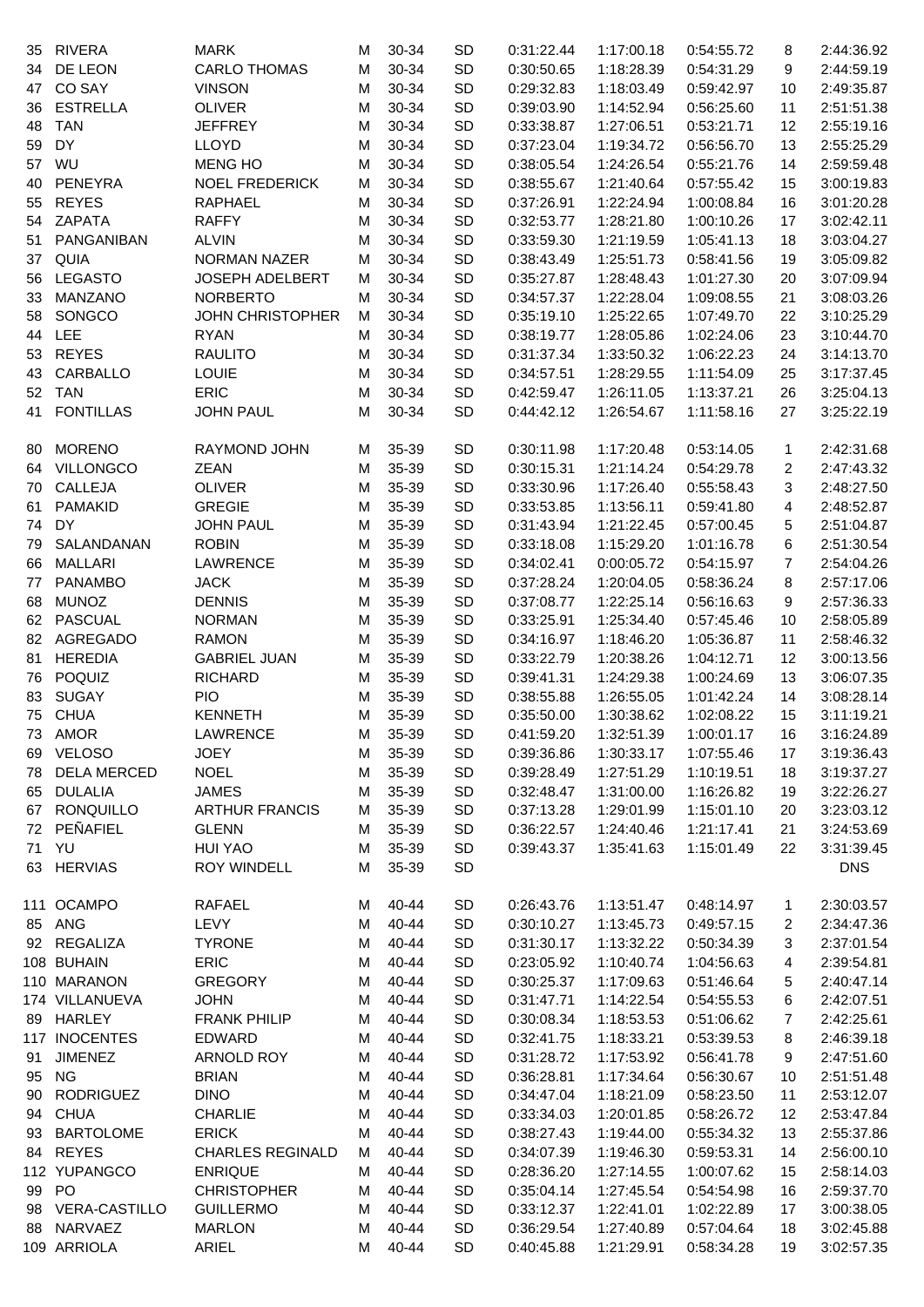| | | | | | | | | | | |
|---|---|---|---|---|---|---|---|---|---|---|
| 35 | RIVERA | MARK | M | 30-34 | SD | 0:31:22.44 | 1:17:00.18 | 0:54:55.72 | 8 | 2:44:36.92 |
| 34 | DE LEON | CARLO THOMAS | M | 30-34 | SD | 0:30:50.65 | 1:18:28.39 | 0:54:31.29 | 9 | 2:44:59.19 |
| 47 | CO SAY | VINSON | M | 30-34 | SD | 0:29:32.83 | 1:18:03.49 | 0:59:42.97 | 10 | 2:49:35.87 |
| 36 | ESTRELLA | OLIVER | M | 30-34 | SD | 0:39:03.90 | 1:14:52.94 | 0:56:25.60 | 11 | 2:51:51.38 |
| 48 | TAN | JEFFREY | M | 30-34 | SD | 0:33:38.87 | 1:27:06.51 | 0:53:21.71 | 12 | 2:55:19.16 |
| 59 | DY | LLOYD | M | 30-34 | SD | 0:37:23.04 | 1:19:34.72 | 0:56:56.70 | 13 | 2:55:25.29 |
| 57 | WU | MENG HO | M | 30-34 | SD | 0:38:05.54 | 1:24:26.54 | 0:55:21.76 | 14 | 2:59:59.48 |
| 40 | PENEYRA | NOEL FREDERICK | M | 30-34 | SD | 0:38:55.67 | 1:21:40.64 | 0:57:55.42 | 15 | 3:00:19.83 |
| 55 | REYES | RAPHAEL | M | 30-34 | SD | 0:37:26.91 | 1:22:24.94 | 1:00:08.84 | 16 | 3:01:20.28 |
| 54 | ZAPATA | RAFFY | M | 30-34 | SD | 0:32:53.77 | 1:28:21.80 | 1:00:10.26 | 17 | 3:02:42.11 |
| 51 | PANGANIBAN | ALVIN | M | 30-34 | SD | 0:33:59.30 | 1:21:19.59 | 1:05:41.13 | 18 | 3:03:04.27 |
| 37 | QUIA | NORMAN NAZER | M | 30-34 | SD | 0:38:43.49 | 1:25:51.73 | 0:58:41.56 | 19 | 3:05:09.82 |
| 56 | LEGASTO | JOSEPH ADELBERT | M | 30-34 | SD | 0:35:27.87 | 1:28:48.43 | 1:01:27.30 | 20 | 3:07:09.94 |
| 33 | MANZANO | NORBERTO | M | 30-34 | SD | 0:34:57.37 | 1:22:28.04 | 1:09:08.55 | 21 | 3:08:03.26 |
| 58 | SONGCO | JOHN CHRISTOPHER | M | 30-34 | SD | 0:35:19.10 | 1:25:22.65 | 1:07:49.70 | 22 | 3:10:25.29 |
| 44 | LEE | RYAN | M | 30-34 | SD | 0:38:19.77 | 1:28:05.86 | 1:02:24.06 | 23 | 3:10:44.70 |
| 53 | REYES | RAULITO | M | 30-34 | SD | 0:31:37.34 | 1:33:50.32 | 1:06:22.23 | 24 | 3:14:13.70 |
| 43 | CARBALLO | LOUIE | M | 30-34 | SD | 0:34:57.51 | 1:28:29.55 | 1:11:54.09 | 25 | 3:17:37.45 |
| 52 | TAN | ERIC | M | 30-34 | SD | 0:42:59.47 | 1:26:11.05 | 1:13:37.21 | 26 | 3:25:04.13 |
| 41 | FONTILLAS | JOHN PAUL | M | 30-34 | SD | 0:44:42.12 | 1:26:54.67 | 1:11:58.16 | 27 | 3:25:22.19 |
| | | | | | | | | | | |
| 80 | MORENO | RAYMOND JOHN | M | 35-39 | SD | 0:30:11.98 | 1:17:20.48 | 0:53:14.05 | 1 | 2:42:31.68 |
| 64 | VILLONGCO | ZEAN | M | 35-39 | SD | 0:30:15.31 | 1:21:14.24 | 0:54:29.78 | 2 | 2:47:43.32 |
| 70 | CALLEJA | OLIVER | M | 35-39 | SD | 0:33:30.96 | 1:17:26.40 | 0:55:58.43 | 3 | 2:48:27.50 |
| 61 | PAMAKID | GREGIE | M | 35-39 | SD | 0:33:53.85 | 1:13:56.11 | 0:59:41.80 | 4 | 2:48:52.87 |
| 74 | DY | JOHN PAUL | M | 35-39 | SD | 0:31:43.94 | 1:21:22.45 | 0:57:00.45 | 5 | 2:51:04.87 |
| 79 | SALANDANAN | ROBIN | M | 35-39 | SD | 0:33:18.08 | 1:15:29.20 | 1:01:16.78 | 6 | 2:51:30.54 |
| 66 | MALLARI | LAWRENCE | M | 35-39 | SD | 0:34:02.41 | 0:00:05.72 | 0:54:15.97 | 7 | 2:54:04.26 |
| 77 | PANAMBO | JACK | M | 35-39 | SD | 0:37:28.24 | 1:20:04.05 | 0:58:36.24 | 8 | 2:57:17.06 |
| 68 | MUNOZ | DENNIS | M | 35-39 | SD | 0:37:08.77 | 1:22:25.14 | 0:56:16.63 | 9 | 2:57:36.33 |
| 62 | PASCUAL | NORMAN | M | 35-39 | SD | 0:33:25.91 | 1:25:34.40 | 0:57:45.46 | 10 | 2:58:05.89 |
| 82 | AGREGADO | RAMON | M | 35-39 | SD | 0:34:16.97 | 1:18:46.20 | 1:05:36.87 | 11 | 2:58:46.32 |
| 81 | HEREDIA | GABRIEL JUAN | M | 35-39 | SD | 0:33:22.79 | 1:20:38.26 | 1:04:12.71 | 12 | 3:00:13.56 |
| 76 | POQUIZ | RICHARD | M | 35-39 | SD | 0:39:41.31 | 1:24:29.38 | 1:00:24.69 | 13 | 3:06:07.35 |
| 83 | SUGAY | PIO | M | 35-39 | SD | 0:38:55.88 | 1:26:55.05 | 1:01:42.24 | 14 | 3:08:28.14 |
| 75 | CHUA | KENNETH | M | 35-39 | SD | 0:35:50.00 | 1:30:38.62 | 1:02:08.22 | 15 | 3:11:19.21 |
| 73 | AMOR | LAWRENCE | M | 35-39 | SD | 0:41:59.20 | 1:32:51.39 | 1:00:01.17 | 16 | 3:16:24.89 |
| 69 | VELOSO | JOEY | M | 35-39 | SD | 0:39:36.86 | 1:30:33.17 | 1:07:55.46 | 17 | 3:19:36.43 |
| 78 | DELA MERCED | NOEL | M | 35-39 | SD | 0:39:28.49 | 1:27:51.29 | 1:10:19.51 | 18 | 3:19:37.27 |
| 65 | DULALIA | JAMES | M | 35-39 | SD | 0:32:48.47 | 1:31:00.00 | 1:16:26.82 | 19 | 3:22:26.27 |
| 67 | RONQUILLO | ARTHUR FRANCIS | M | 35-39 | SD | 0:37:13.28 | 1:29:01.99 | 1:15:01.10 | 20 | 3:23:03.12 |
| 72 | PEÑAFIEL | GLENN | M | 35-39 | SD | 0:36:22.57 | 1:24:40.46 | 1:21:17.41 | 21 | 3:24:53.69 |
| 71 | YU | HUI YAO | M | 35-39 | SD | 0:39:43.37 | 1:35:41.63 | 1:15:01.49 | 22 | 3:31:39.45 |
| 63 | HERVIAS | ROY WINDELL | M | 35-39 | SD | | | | | DNS |
| | | | | | | | | | | |
| 111 | OCAMPO | RAFAEL | M | 40-44 | SD | 0:26:43.76 | 1:13:51.47 | 0:48:14.97 | 1 | 2:30:03.57 |
| 85 | ANG | LEVY | M | 40-44 | SD | 0:30:10.27 | 1:13:45.73 | 0:49:57.15 | 2 | 2:34:47.36 |
| 92 | REGALIZA | TYRONE | M | 40-44 | SD | 0:31:30.17 | 1:13:32.22 | 0:50:34.39 | 3 | 2:37:01.54 |
| 108 | BUHAIN | ERIC | M | 40-44 | SD | 0:23:05.92 | 1:10:40.74 | 1:04:56.63 | 4 | 2:39:54.81 |
| 110 | MARANON | GREGORY | M | 40-44 | SD | 0:30:25.37 | 1:17:09.63 | 0:51:46.64 | 5 | 2:40:47.14 |
| 174 | VILLANUEVA | JOHN | M | 40-44 | SD | 0:31:47.71 | 1:14:22.54 | 0:54:55.53 | 6 | 2:42:07.51 |
| 89 | HARLEY | FRANK PHILIP | M | 40-44 | SD | 0:30:08.34 | 1:18:53.53 | 0:51:06.62 | 7 | 2:42:25.61 |
| 117 | INOCENTES | EDWARD | M | 40-44 | SD | 0:32:41.75 | 1:18:33.21 | 0:53:39.53 | 8 | 2:46:39.18 |
| 91 | JIMENEZ | ARNOLD ROY | M | 40-44 | SD | 0:31:28.72 | 1:17:53.92 | 0:56:41.78 | 9 | 2:47:51.60 |
| 95 | NG | BRIAN | M | 40-44 | SD | 0:36:28.81 | 1:17:34.64 | 0:56:30.67 | 10 | 2:51:51.48 |
| 90 | RODRIGUEZ | DINO | M | 40-44 | SD | 0:34:47.04 | 1:18:21.09 | 0:58:23.50 | 11 | 2:53:12.07 |
| 94 | CHUA | CHARLIE | M | 40-44 | SD | 0:33:34.03 | 1:20:01.85 | 0:58:26.72 | 12 | 2:53:47.84 |
| 93 | BARTOLOME | ERICK | M | 40-44 | SD | 0:38:27.43 | 1:19:44.00 | 0:55:34.32 | 13 | 2:55:37.86 |
| 84 | REYES | CHARLES REGINALD | M | 40-44 | SD | 0:34:07.39 | 1:19:46.30 | 0:59:53.31 | 14 | 2:56:00.10 |
| 112 | YUPANGCO | ENRIQUE | M | 40-44 | SD | 0:28:36.20 | 1:27:14.55 | 1:00:07.62 | 15 | 2:58:14.03 |
| 99 | PO | CHRISTOPHER | M | 40-44 | SD | 0:35:04.14 | 1:27:45.54 | 0:54:54.98 | 16 | 2:59:37.70 |
| 98 | VERA-CASTILLO | GUILLERMO | M | 40-44 | SD | 0:33:12.37 | 1:22:41.01 | 1:02:22.89 | 17 | 3:00:38.05 |
| 88 | NARVAEZ | MARLON | M | 40-44 | SD | 0:36:29.54 | 1:27:40.89 | 0:57:04.64 | 18 | 3:02:45.88 |
| 109 | ARRIOLA | ARIEL | M | 40-44 | SD | 0:40:45.88 | 1:21:29.91 | 0:58:34.28 | 19 | 3:02:57.35 |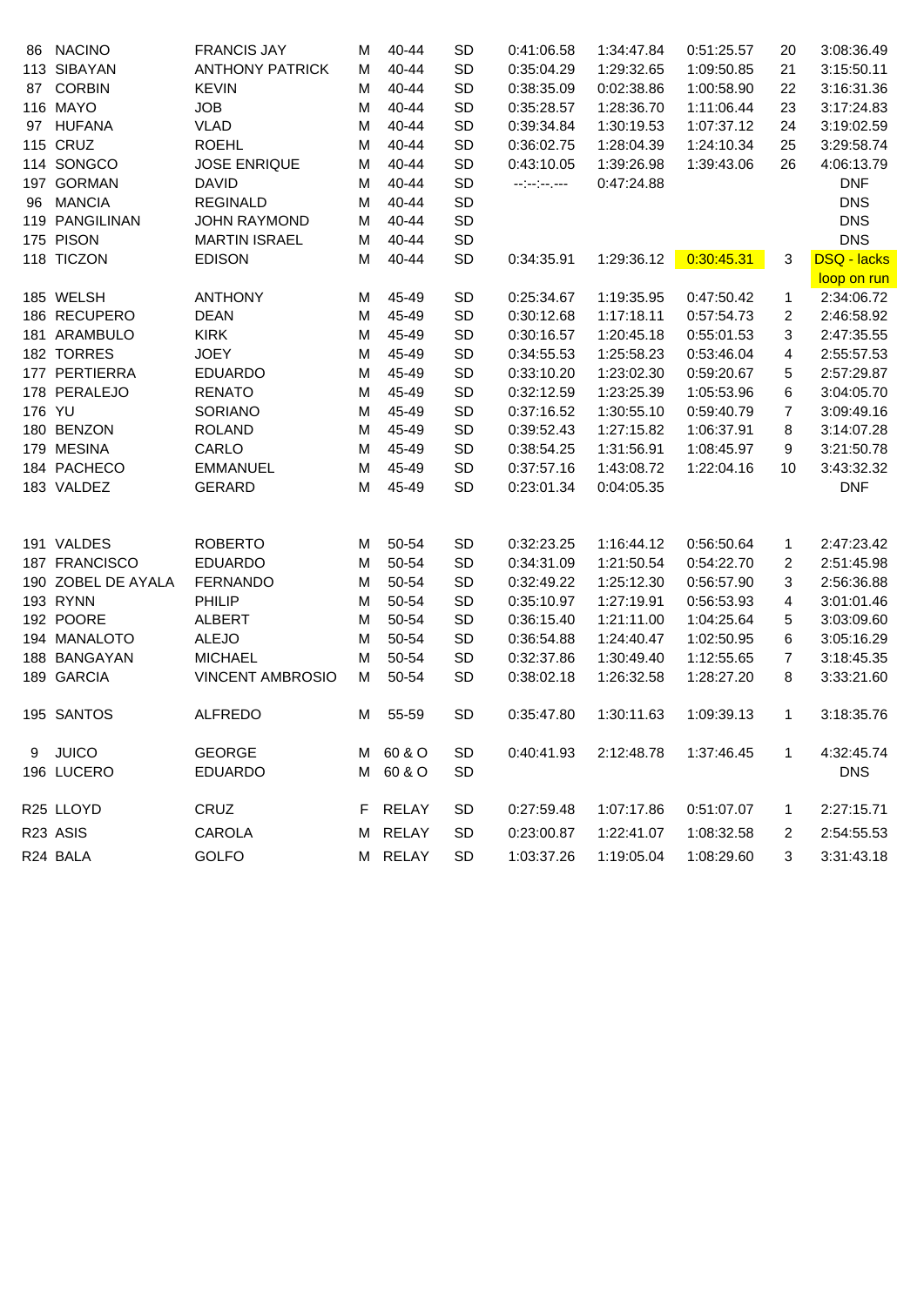| | | | | | | | | | | |
|---|---|---|---|---|---|---|---|---|---|---|
| 86 | NACINO | FRANCIS JAY | M | 40-44 | SD | 0:41:06.58 | 1:34:47.84 | 0:51:25.57 | 20 | 3:08:36.49 |
| 113 | SIBAYAN | ANTHONY PATRICK | M | 40-44 | SD | 0:35:04.29 | 1:29:32.65 | 1:09:50.85 | 21 | 3:15:50.11 |
| 87 | CORBIN | KEVIN | M | 40-44 | SD | 0:38:35.09 | 0:02:38.86 | 1:00:58.90 | 22 | 3:16:31.36 |
| 116 | MAYO | JOB | M | 40-44 | SD | 0:35:28.57 | 1:28:36.70 | 1:11:06.44 | 23 | 3:17:24.83 |
| 97 | HUFANA | VLAD | M | 40-44 | SD | 0:39:34.84 | 1:30:19.53 | 1:07:37.12 | 24 | 3:19:02.59 |
| 115 | CRUZ | ROEHL | M | 40-44 | SD | 0:36:02.75 | 1:28:04.39 | 1:24:10.34 | 25 | 3:29:58.74 |
| 114 | SONGCO | JOSE ENRIQUE | M | 40-44 | SD | 0:43:10.05 | 1:39:26.98 | 1:39:43.06 | 26 | 4:06:13.79 |
| 197 | GORMAN | DAVID | M | 40-44 | SD | --:--:--.--- | 0:47:24.88 | | | DNF |
| 96 | MANCIA | REGINALD | M | 40-44 | SD | | | | | DNS |
| 119 | PANGILINAN | JOHN RAYMOND | M | 40-44 | SD | | | | | DNS |
| 175 | PISON | MARTIN ISRAEL | M | 40-44 | SD | | | | | DNS |
| 118 | TICZON | EDISON | M | 40-44 | SD | 0:34:35.91 | 1:29:36.12 | 0:30:45.31 | 3 | DSQ - lacks loop on run |
| 185 | WELSH | ANTHONY | M | 45-49 | SD | 0:25:34.67 | 1:19:35.95 | 0:47:50.42 | 1 | 2:34:06.72 |
| 186 | RECUPERO | DEAN | M | 45-49 | SD | 0:30:12.68 | 1:17:18.11 | 0:57:54.73 | 2 | 2:46:58.92 |
| 181 | ARAMBULO | KIRK | M | 45-49 | SD | 0:30:16.57 | 1:20:45.18 | 0:55:01.53 | 3 | 2:47:35.55 |
| 182 | TORRES | JOEY | M | 45-49 | SD | 0:34:55.53 | 1:25:58.23 | 0:53:46.04 | 4 | 2:55:57.53 |
| 177 | PERTIERRA | EDUARDO | M | 45-49 | SD | 0:33:10.20 | 1:23:02.30 | 0:59:20.67 | 5 | 2:57:29.87 |
| 178 | PERALEJO | RENATO | M | 45-49 | SD | 0:32:12.59 | 1:23:25.39 | 1:05:53.96 | 6 | 3:04:05.70 |
| 176 | YU | SORIANO | M | 45-49 | SD | 0:37:16.52 | 1:30:55.10 | 0:59:40.79 | 7 | 3:09:49.16 |
| 180 | BENZON | ROLAND | M | 45-49 | SD | 0:39:52.43 | 1:27:15.82 | 1:06:37.91 | 8 | 3:14:07.28 |
| 179 | MESINA | CARLO | M | 45-49 | SD | 0:38:54.25 | 1:31:56.91 | 1:08:45.97 | 9 | 3:21:50.78 |
| 184 | PACHECO | EMMANUEL | M | 45-49 | SD | 0:37:57.16 | 1:43:08.72 | 1:22:04.16 | 10 | 3:43:32.32 |
| 183 | VALDEZ | GERARD | M | 45-49 | SD | 0:23:01.34 | 0:04:05.35 | | | DNF |
| 191 | VALDES | ROBERTO | M | 50-54 | SD | 0:32:23.25 | 1:16:44.12 | 0:56:50.64 | 1 | 2:47:23.42 |
| 187 | FRANCISCO | EDUARDO | M | 50-54 | SD | 0:34:31.09 | 1:21:50.54 | 0:54:22.70 | 2 | 2:51:45.98 |
| 190 | ZOBEL DE AYALA | FERNANDO | M | 50-54 | SD | 0:32:49.22 | 1:25:12.30 | 0:56:57.90 | 3 | 2:56:36.88 |
| 193 | RYNN | PHILIP | M | 50-54 | SD | 0:35:10.97 | 1:27:19.91 | 0:56:53.93 | 4 | 3:01:01.46 |
| 192 | POORE | ALBERT | M | 50-54 | SD | 0:36:15.40 | 1:21:11.00 | 1:04:25.64 | 5 | 3:03:09.60 |
| 194 | MANALOTO | ALEJO | M | 50-54 | SD | 0:36:54.88 | 1:24:40.47 | 1:02:50.95 | 6 | 3:05:16.29 |
| 188 | BANGAYAN | MICHAEL | M | 50-54 | SD | 0:32:37.86 | 1:30:49.40 | 1:12:55.65 | 7 | 3:18:45.35 |
| 189 | GARCIA | VINCENT AMBROSIO | M | 50-54 | SD | 0:38:02.18 | 1:26:32.58 | 1:28:27.20 | 8 | 3:33:21.60 |
| 195 | SANTOS | ALFREDO | M | 55-59 | SD | 0:35:47.80 | 1:30:11.63 | 1:09:39.13 | 1 | 3:18:35.76 |
| 9 | JUICO | GEORGE | M | 60 & O | SD | 0:40:41.93 | 2:12:48.78 | 1:37:46.45 | 1 | 4:32:45.74 |
| 196 | LUCERO | EDUARDO | M | 60 & O | SD | | | | | DNS |
| R25 | LLOYD | CRUZ | F | RELAY | SD | 0:27:59.48 | 1:07:17.86 | 0:51:07.07 | 1 | 2:27:15.71 |
| R23 | ASIS | CAROLA | M | RELAY | SD | 0:23:00.87 | 1:22:41.07 | 1:08:32.58 | 2 | 2:54:55.53 |
| R24 | BALA | GOLFO | M | RELAY | SD | 1:03:37.26 | 1:19:05.04 | 1:08:29.60 | 3 | 3:31:43.18 |